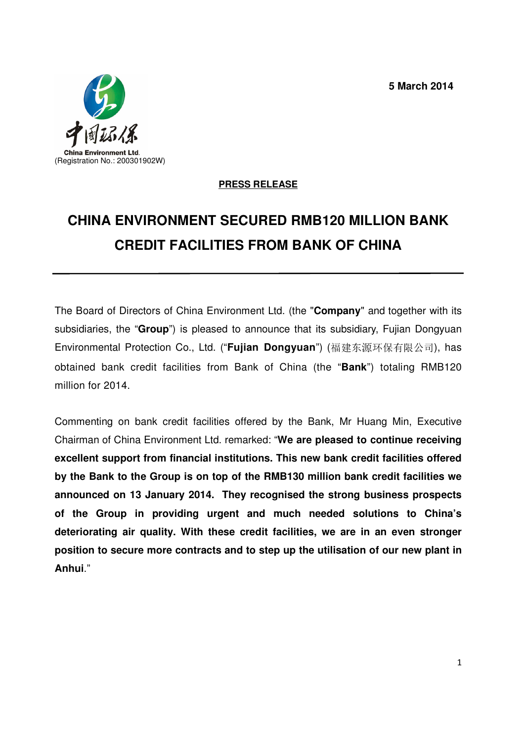China Environment Ltd.
(Registration No.: 200301902W)

**5 March 2014**

**PRESS RELEASE**

# CHINA ENVIRONMENT SECURED RMB120 MILLION BANK CREDIT FACILITIES FROM BANK OF CHINA

---

The Board of Directors of China Environment Ltd. (the "**Company**" and together with its subsidiaries, the "**Group**") is pleased to announce that its subsidiary, Fujian Dongyuan Environmental Protection Co., Ltd. ("**Fujian Dongyuan**") (福建东源环保有限公司), has obtained bank credit facilities from Bank of China (the "**Bank**") totaling RMB120 million for 2014.

Commenting on bank credit facilities offered by the Bank, Mr Huang Min, Executive Chairman of China Environment Ltd. remarked: "**We are pleased to continue receiving excellent support from financial institutions. This new bank credit facilities offered by the Bank to the Group is on top of the RMB130 million bank credit facilities we announced on 13 January 2014. They recognised the strong business prospects of the Group in providing urgent and much needed solutions to China's deteriorating air quality. With these credit facilities, we are in an even stronger position to secure more contracts and to step up the utilisation of our new plant in Anhui**."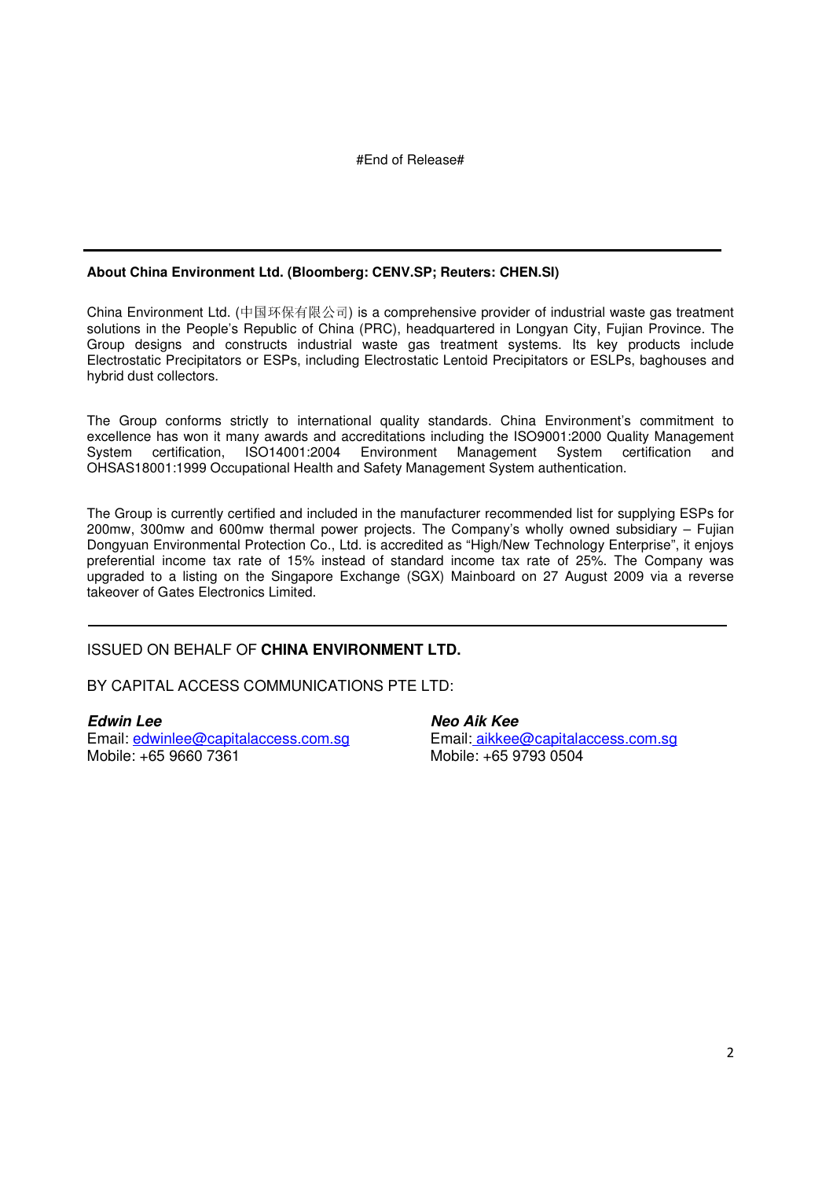#End of Release#

---

**About China Environment Ltd. (Bloomberg: CENV.SP; Reuters: CHEN.SI)**

China Environment Ltd. (中国环保有限公司) is a comprehensive provider of industrial waste gas treatment solutions in the People's Republic of China (PRC), headquartered in Longyan City, Fujian Province. The Group designs and constructs industrial waste gas treatment systems. Its key products include Electrostatic Precipitators or ESPs, including Electrostatic Lentoid Precipitators or ESLPs, baghouses and hybrid dust collectors.

The Group conforms strictly to international quality standards. China Environment's commitment to excellence has won it many awards and accreditations including the ISO9001:2000 Quality Management System certification, ISO14001:2004 Environment Management System certification and OHSAS18001:1999 Occupational Health and Safety Management System authentication.

The Group is currently certified and included in the manufacturer recommended list for supplying ESPs for 200mw, 300mw and 600mw thermal power projects. The Company's wholly owned subsidiary – Fujian Dongyuan Environmental Protection Co., Ltd. is accredited as "High/New Technology Enterprise", it enjoys preferential income tax rate of 15% instead of standard income tax rate of 25%. The Company was upgraded to a listing on the Singapore Exchange (SGX) Mainboard on 27 August 2009 via a reverse takeover of Gates Electronics Limited.

---

ISSUED ON BEHALF OF **CHINA ENVIRONMENT LTD.**

BY CAPITAL ACCESS COMMUNICATIONS PTE LTD:

***Edwin Lee***
Email: edwinlee@capitalaccess.com.sg
Mobile: +65 9660 7361

***Neo Aik Kee***
Email: aikkee@capitalaccess.com.sg
Mobile: +65 9793 0504